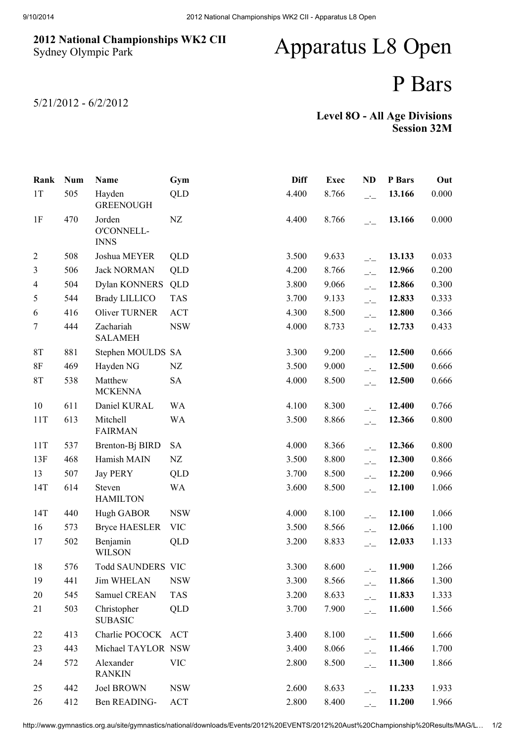## 2012 National Championships WK2 CII
Sydney Olympic Park

5/21/2012 - 6/2/2012

# Apparatus L8 Open

# P Bars

**Level 8O - All Age Divisions**
**Session 32M**

| Rank | Num | Name | Gym | Diff | Exec | ND | P Bars | Out |
|---|---|---|---|---|---|---|---|---|
| 1T | 505 | Hayden GREENOUGH | QLD | 4.400 | 8.766 | _._ | **13.166** | 0.000 |
| 1F | 470 | Jorden O'CONNELL-INNS | NZ | 4.400 | 8.766 | _._ | **13.166** | 0.000 |
| 2 | 508 | Joshua MEYER | QLD | 3.500 | 9.633 | _._ | **13.133** | 0.033 |
| 3 | 506 | Jack NORMAN | QLD | 4.200 | 8.766 | _._ | **12.966** | 0.200 |
| 4 | 504 | Dylan KONNERS | QLD | 3.800 | 9.066 | _._ | **12.866** | 0.300 |
| 5 | 544 | Brady LILLICO | TAS | 3.700 | 9.133 | _._ | **12.833** | 0.333 |
| 6 | 416 | Oliver TURNER | ACT | 4.300 | 8.500 | _._ | **12.800** | 0.366 |
| 7 | 444 | Zachariah SALAMEH | NSW | 4.000 | 8.733 | _._ | **12.733** | 0.433 |
| 8T | 881 | Stephen MOULDS | SA | 3.300 | 9.200 | _._ | **12.500** | 0.666 |
| 8F | 469 | Hayden NG | NZ | 3.500 | 9.000 | _._ | **12.500** | 0.666 |
| 8T | 538 | Matthew MCKENNA | SA | 4.000 | 8.500 | _._ | **12.500** | 0.666 |
| 10 | 611 | Daniel KURAL | WA | 4.100 | 8.300 | _._ | **12.400** | 0.766 |
| 11T | 613 | Mitchell FAIRMAN | WA | 3.500 | 8.866 | _._ | **12.366** | 0.800 |
| 11T | 537 | Brenton-Bj BIRD | SA | 4.000 | 8.366 | _._ | **12.366** | 0.800 |
| 13F | 468 | Hamish MAIN | NZ | 3.500 | 8.800 | _._ | **12.300** | 0.866 |
| 13 | 507 | Jay PERY | QLD | 3.700 | 8.500 | _._ | **12.200** | 0.966 |
| 14T | 614 | Steven HAMILTON | WA | 3.600 | 8.500 | _._ | **12.100** | 1.066 |
| 14T | 440 | Hugh GABOR | NSW | 4.000 | 8.100 | _._ | **12.100** | 1.066 |
| 16 | 573 | Bryce HAESLER | VIC | 3.500 | 8.566 | _._ | **12.066** | 1.100 |
| 17 | 502 | Benjamin WILSON | QLD | 3.200 | 8.833 | _._ | **12.033** | 1.133 |
| 18 | 576 | Todd SAUNDERS | VIC | 3.300 | 8.600 | _._ | **11.900** | 1.266 |
| 19 | 441 | Jim WHELAN | NSW | 3.300 | 8.566 | _._ | **11.866** | 1.300 |
| 20 | 545 | Samuel CREAN | TAS | 3.200 | 8.633 | _._ | **11.833** | 1.333 |
| 21 | 503 | Christopher SUBASIC | QLD | 3.700 | 7.900 | _._ | **11.600** | 1.566 |
| 22 | 413 | Charlie POCOCK | ACT | 3.400 | 8.100 | _._ | **11.500** | 1.666 |
| 23 | 443 | Michael TAYLOR | NSW | 3.400 | 8.066 | _._ | **11.466** | 1.700 |
| 24 | 572 | Alexander RANKIN | VIC | 2.800 | 8.500 | _._ | **11.300** | 1.866 |
| 25 | 442 | Joel BROWN | NSW | 2.600 | 8.633 | _._ | **11.233** | 1.933 |
| 26 | 412 | Ben READING- | ACT | 2.800 | 8.400 | _._ | **11.200** | 1.966 |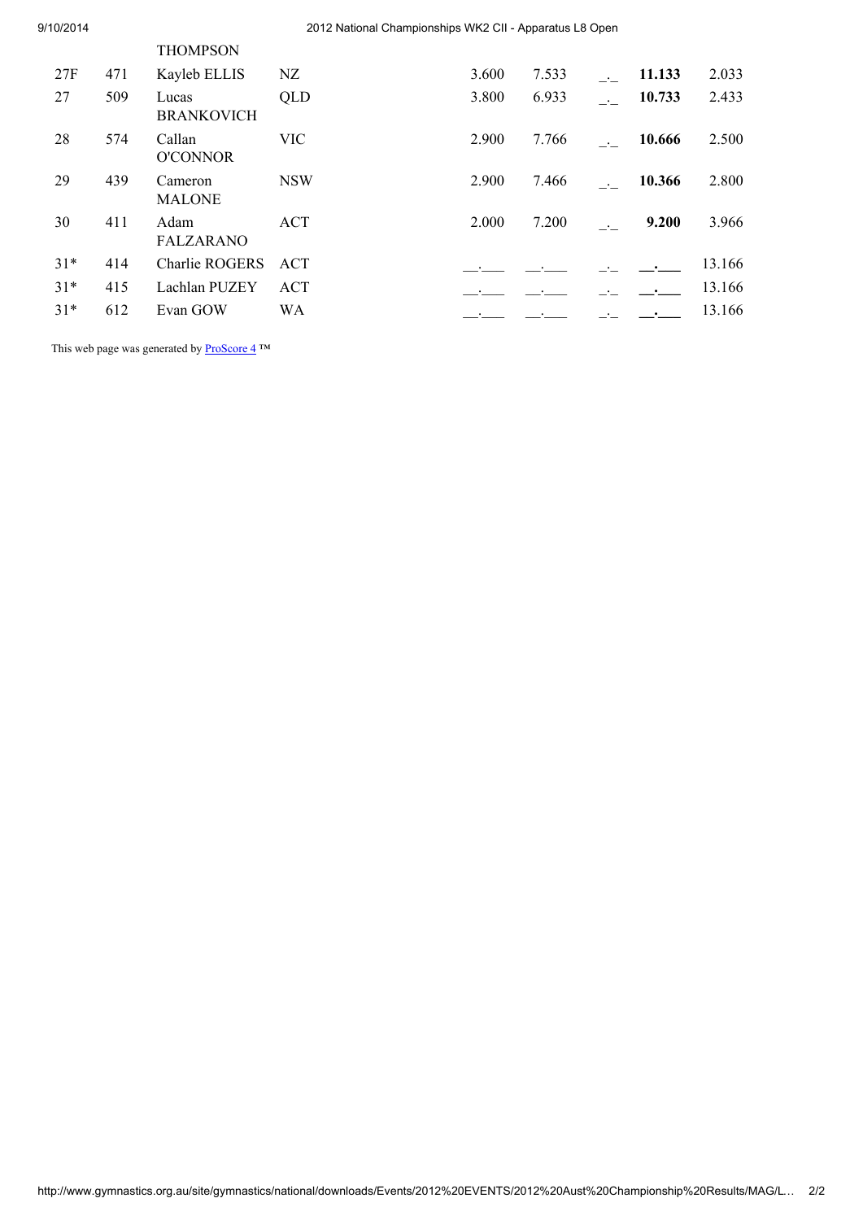| | | | | | | | | |
|---|---|---|---|---|---|---|---|---|
| | | THOMPSON | | | | | | |
| 27F | 471 | Kayleb ELLIS | NZ | 3.600 | 7.533 | _._ | **11.133** | 2.033 |
| 27 | 509 | Lucas BRANKOVICH | QLD | 3.800 | 6.933 | _._ | **10.733** | 2.433 |
| 28 | 574 | Callan O'CONNOR | VIC | 2.900 | 7.766 | _._ | **10.666** | 2.500 |
| 29 | 439 | Cameron MALONE | NSW | 2.900 | 7.466 | _._ | **10.366** | 2.800 |
| 30 | 411 | Adam FALZARANO | ACT | 2.000 | 7.200 | _._ | **9.200** | 3.966 |
| 31* | 414 | Charlie ROGERS | ACT | __.___ | __.___ | _._ | **__.___** | 13.166 |
| 31* | 415 | Lachlan PUZEY | ACT | __.___ | __.___ | _._ | **__.___** | 13.166 |
| 31* | 612 | Evan GOW | WA | __.___ | __.___ | _._ | **__.___** | 13.166 |

This web page was generated by ProScore 4 ™